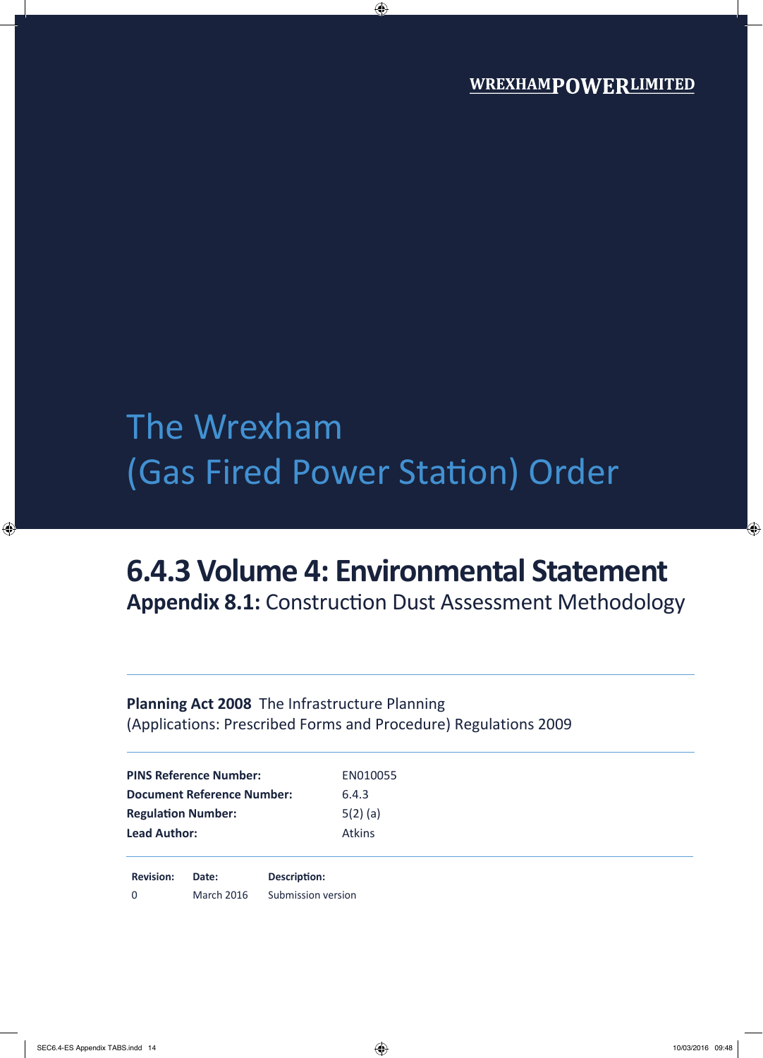WREXHAMPOWERLIMITED

# The Wrexham (Gas Fired Power Station) Order

## 6.4.3 Volume 4: Environmental Statement

**Appendix 8.1:** Construction Dust Assessment Methodology

**Planning Act 2008** The Infrastructure Planning (Applications: Prescribed Forms and Procedure) Regulations 2009

| | |
|---|---|
| **PINS Reference Number:** | EN010055 |
| **Document Reference Number:** | 6.4.3 |
| **Regulation Number:** | 5(2) (a) |
| **Lead Author:** | Atkins |

| Revision: | Date: | Description: |
|---|---|---|
| 0 | March 2016 | Submission version |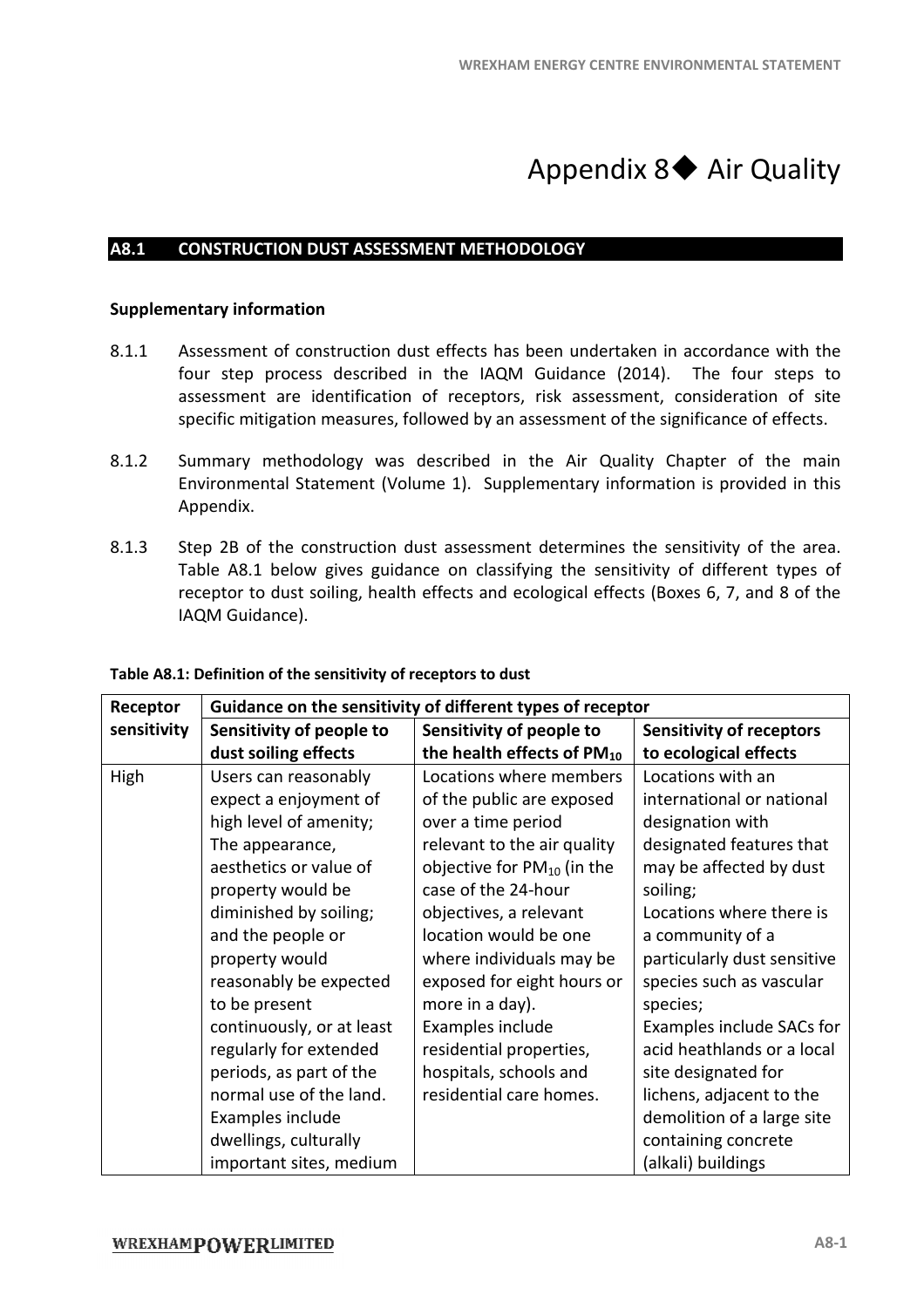# Appendix 8◆ Air Quality

## A8.1 CONSTRUCTION DUST ASSESSMENT METHODOLOGY

### Supplementary information

8.1.1 Assessment of construction dust effects has been undertaken in accordance with the four step process described in the IAQM Guidance (2014). The four steps to assessment are identification of receptors, risk assessment, consideration of site specific mitigation measures, followed by an assessment of the significance of effects.

8.1.2 Summary methodology was described in the Air Quality Chapter of the main Environmental Statement (Volume 1). Supplementary information is provided in this Appendix.

8.1.3 Step 2B of the construction dust assessment determines the sensitivity of the area. Table A8.1 below gives guidance on classifying the sensitivity of different types of receptor to dust soiling, health effects and ecological effects (Boxes 6, 7, and 8 of the IAQM Guidance).

**Table A8.1: Definition of the sensitivity of receptors to dust**

| Receptor sensitivity | Guidance on the sensitivity of different types of receptor | | |
|---|---|---|---|
| | **Sensitivity of people to dust soiling effects** | **Sensitivity of people to the health effects of $PM_{10}$** | **Sensitivity of receptors to ecological effects** |
| High | Users can reasonably expect a enjoyment of high level of amenity; The appearance, aesthetics or value of property would be diminished by soiling; and the people or property would reasonably be expected to be present continuously, or at least regularly for extended periods, as part of the normal use of the land. Examples include dwellings, culturally important sites, medium | Locations where members of the public are exposed over a time period relevant to the air quality objective for $PM_{10}$ (in the case of the 24-hour objectives, a relevant location would be one where individuals may be exposed for eight hours or more in a day). Examples include residential properties, hospitals, schools and residential care homes. | Locations with an international or national designation with designated features that may be affected by dust soiling; Locations where there is a community of a particularly dust sensitive species such as vascular species; Examples include SACs for acid heathlands or a local site designated for lichens, adjacent to the demolition of a large site containing concrete (alkali) buildings |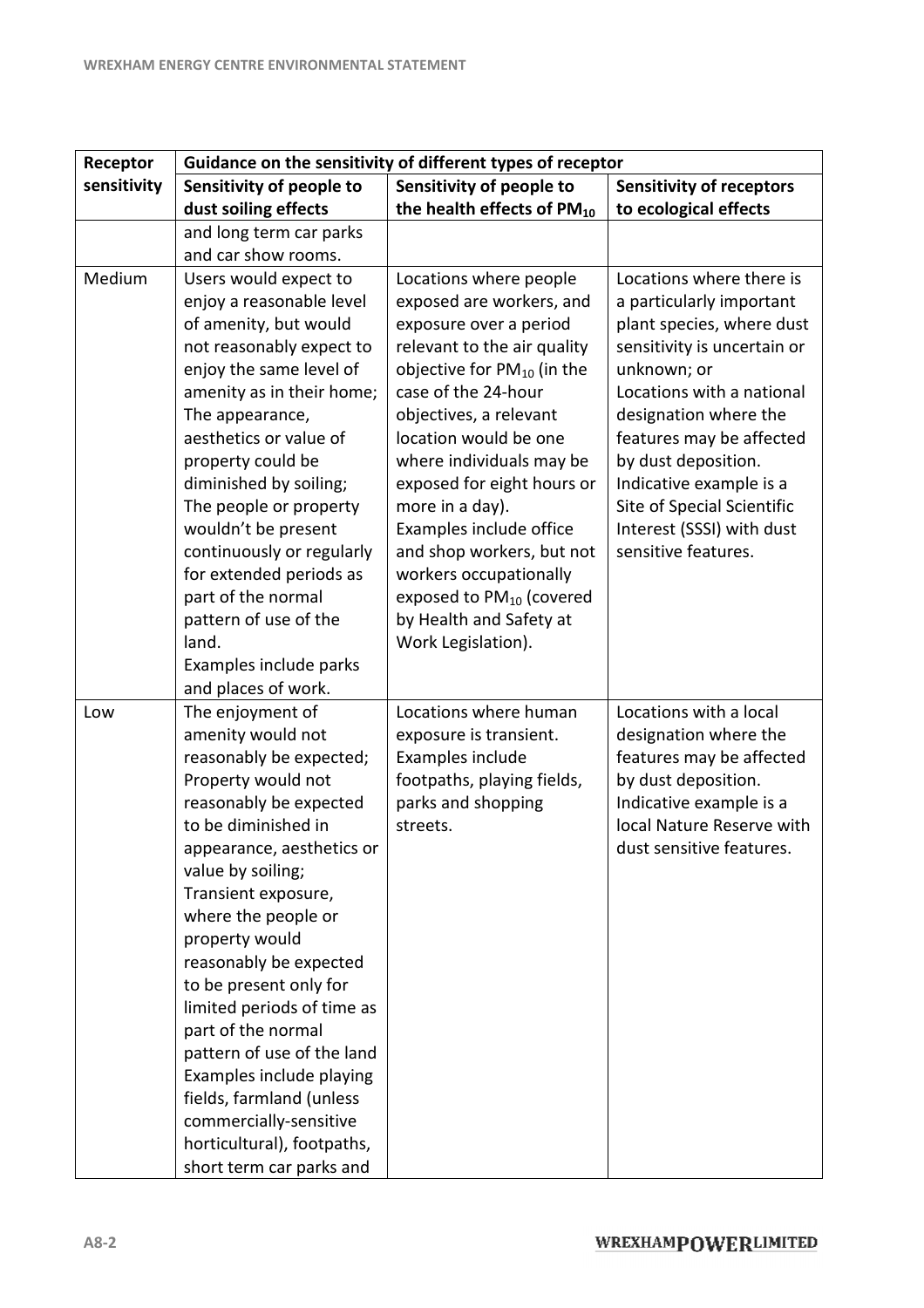| Receptor sensitivity | Guidance on the sensitivity of different types of receptor | | |
|---|---|---|---|
| | Sensitivity of people to dust soiling effects | Sensitivity of people to the health effects of $PM_{10}$ | Sensitivity of receptors to ecological effects |
| | and long term car parks and car show rooms. | | |
| Medium | Users would expect to enjoy a reasonable level of amenity, but would not reasonably expect to enjoy the same level of amenity as in their home; The appearance, aesthetics or value of property could be diminished by soiling; The people or property wouldn't be present continuously or regularly for extended periods as part of the normal pattern of use of the land. Examples include parks and places of work. | Locations where people exposed are workers, and exposure over a period relevant to the air quality objective for $PM_{10}$ (in the case of the 24-hour objectives, a relevant location would be one where individuals may be exposed for eight hours or more in a day). Examples include office and shop workers, but not workers occupationally exposed to $PM_{10}$ (covered by Health and Safety at Work Legislation). | Locations where there is a particularly important plant species, where dust sensitivity is uncertain or unknown; or Locations with a national designation where the features may be affected by dust deposition. Indicative example is a Site of Special Scientific Interest (SSSI) with dust sensitive features. |
| Low | The enjoyment of amenity would not reasonably be expected; Property would not reasonably be expected to be diminished in appearance, aesthetics or value by soiling; Transient exposure, where the people or property would reasonably be expected to be present only for limited periods of time as part of the normal pattern of use of the land Examples include playing fields, farmland (unless commercially-sensitive horticultural), footpaths, short term car parks and | Locations where human exposure is transient. Examples include footpaths, playing fields, parks and shopping streets. | Locations with a local designation where the features may be affected by dust deposition. Indicative example is a local Nature Reserve with dust sensitive features. |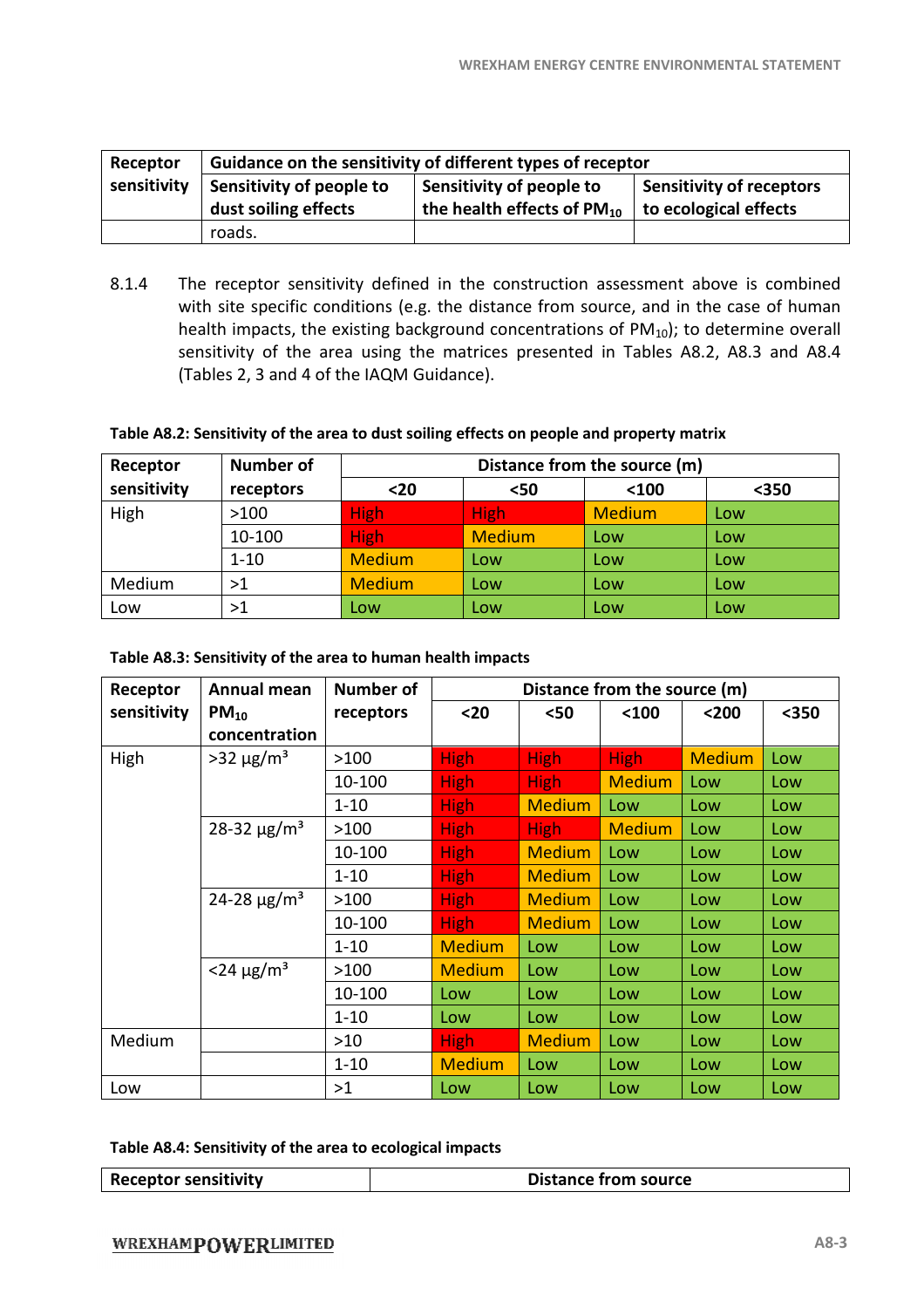| Receptor sensitivity | Guidance on the sensitivity of different types of receptor | | |
|---|---|---|---|
| | Sensitivity of people to dust soiling effects | Sensitivity of people to the health effects of $PM_{10}$ | Sensitivity of receptors to ecological effects |
| | roads. | | |

8.1.4 The receptor sensitivity defined in the construction assessment above is combined with site specific conditions (e.g. the distance from source, and in the case of human health impacts, the existing background concentrations of $PM_{10}$); to determine overall sensitivity of the area using the matrices presented in Tables A8.2, A8.3 and A8.4 (Tables 2, 3 and 4 of the IAQM Guidance).

**Table A8.2: Sensitivity of the area to dust soiling effects on people and property matrix**

| Receptor sensitivity | Number of receptors | Distance from the source (m) | | | |
|---|---|---|---|---|---|
| | | <20 | <50 | <100 | <350 |
| High | >100 | High | High | Medium | Low |
| | 10-100 | High | Medium | Low | Low |
| | 1-10 | Medium | Low | Low | Low |
| Medium | >1 | Medium | Low | Low | Low |
| Low | >1 | Low | Low | Low | Low |

**Table A8.3: Sensitivity of the area to human health impacts**

| Receptor sensitivity | Annual mean $PM_{10}$ concentration | Number of receptors | Distance from the source (m) | | | | |
|---|---|---|---|---|---|---|---|
| | | | <20 | <50 | <100 | <200 | <350 |
| High | >32 µg/m³ | >100 | High | High | High | Medium | Low |
| | | 10-100 | High | High | Medium | Low | Low |
| | | 1-10 | High | Medium | Low | Low | Low |
| | 28-32 µg/m³ | >100 | High | High | Medium | Low | Low |
| | | 10-100 | High | Medium | Low | Low | Low |
| | | 1-10 | High | Medium | Low | Low | Low |
| | 24-28 µg/m³ | >100 | High | Medium | Low | Low | Low |
| | | 10-100 | High | Medium | Low | Low | Low |
| | | 1-10 | Medium | Low | Low | Low | Low |
| | <24 µg/m³ | >100 | Medium | Low | Low | Low | Low |
| | | 10-100 | Low | Low | Low | Low | Low |
| | | 1-10 | Low | Low | Low | Low | Low |
| Medium | | >10 | High | Medium | Low | Low | Low |
| | | 1-10 | Medium | Low | Low | Low | Low |
| Low | | >1 | Low | Low | Low | Low | Low |

**Table A8.4: Sensitivity of the area to ecological impacts**

| Receptor sensitivity | Distance from source |
|---|---|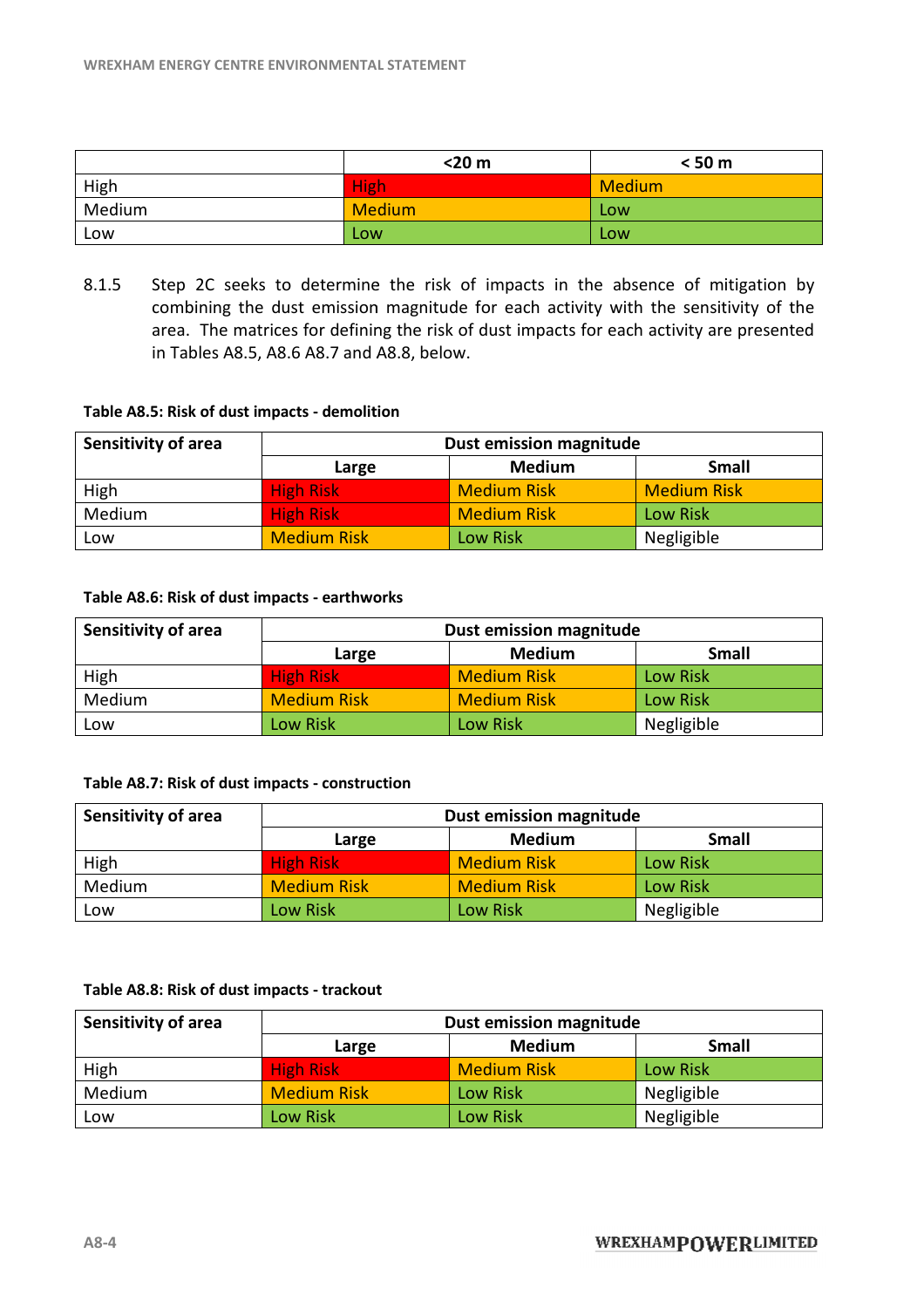| | <20 m | < 50 m |
|---|---|---|
| High | High | Medium |
| Medium | Medium | Low |
| Low | Low | Low |

8.1.5 Step 2C seeks to determine the risk of impacts in the absence of mitigation by combining the dust emission magnitude for each activity with the sensitivity of the area. The matrices for defining the risk of dust impacts for each activity are presented in Tables A8.5, A8.6 A8.7 and A8.8, below.

**Table A8.5: Risk of dust impacts - demolition**

| Sensitivity of area | Dust emission magnitude | | |
|---|---|---|---|
| | Large | Medium | Small |
| High | High Risk | Medium Risk | Medium Risk |
| Medium | High Risk | Medium Risk | Low Risk |
| Low | Medium Risk | Low Risk | Negligible |

**Table A8.6: Risk of dust impacts - earthworks**

| Sensitivity of area | Dust emission magnitude | | |
|---|---|---|---|
| | Large | Medium | Small |
| High | High Risk | Medium Risk | Low Risk |
| Medium | Medium Risk | Medium Risk | Low Risk |
| Low | Low Risk | Low Risk | Negligible |

**Table A8.7: Risk of dust impacts - construction**

| Sensitivity of area | Dust emission magnitude | | |
|---|---|---|---|
| | Large | Medium | Small |
| High | High Risk | Medium Risk | Low Risk |
| Medium | Medium Risk | Medium Risk | Low Risk |
| Low | Low Risk | Low Risk | Negligible |

**Table A8.8: Risk of dust impacts - trackout**

| Sensitivity of area | Dust emission magnitude | | |
|---|---|---|---|
| | Large | Medium | Small |
| High | High Risk | Medium Risk | Low Risk |
| Medium | Medium Risk | Low Risk | Negligible |
| Low | Low Risk | Low Risk | Negligible |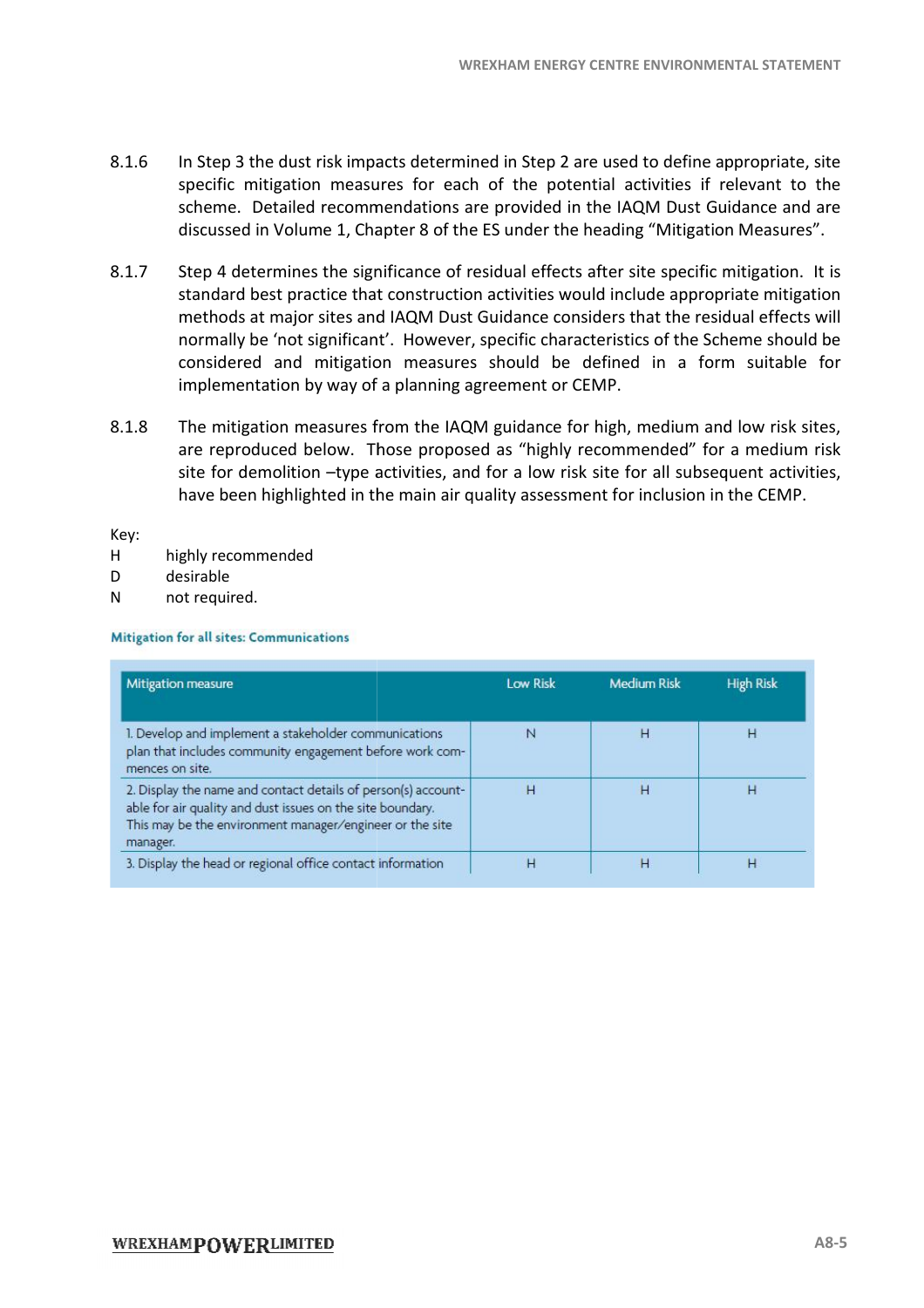8.1.6 In Step 3 the dust risk impacts determined in Step 2 are used to define appropriate, site specific mitigation measures for each of the potential activities if relevant to the scheme. Detailed recommendations are provided in the IAQM Dust Guidance and are discussed in Volume 1, Chapter 8 of the ES under the heading "Mitigation Measures".

8.1.7 Step 4 determines the significance of residual effects after site specific mitigation. It is standard best practice that construction activities would include appropriate mitigation methods at major sites and IAQM Dust Guidance considers that the residual effects will normally be 'not significant'. However, specific characteristics of the Scheme should be considered and mitigation measures should be defined in a form suitable for implementation by way of a planning agreement or CEMP.

8.1.8 The mitigation measures from the IAQM guidance for high, medium and low risk sites, are reproduced below. Those proposed as "highly recommended" for a medium risk site for demolition –type activities, and for a low risk site for all subsequent activities, have been highlighted in the main air quality assessment for inclusion in the CEMP.

Key:

H highly recommended

D desirable

N not required.

**Mitigation for all sites: Communications**

| Mitigation measure | Low Risk | Medium Risk | High Risk |
|---|---|---|---|
| 1. Develop and implement a stakeholder communications plan that includes community engagement before work commences on site. | N | H | H |
| 2. Display the name and contact details of person(s) accountable for air quality and dust issues on the site boundary. This may be the environment manager/engineer or the site manager. | H | H | H |
| 3. Display the head or regional office contact information | H | H | H |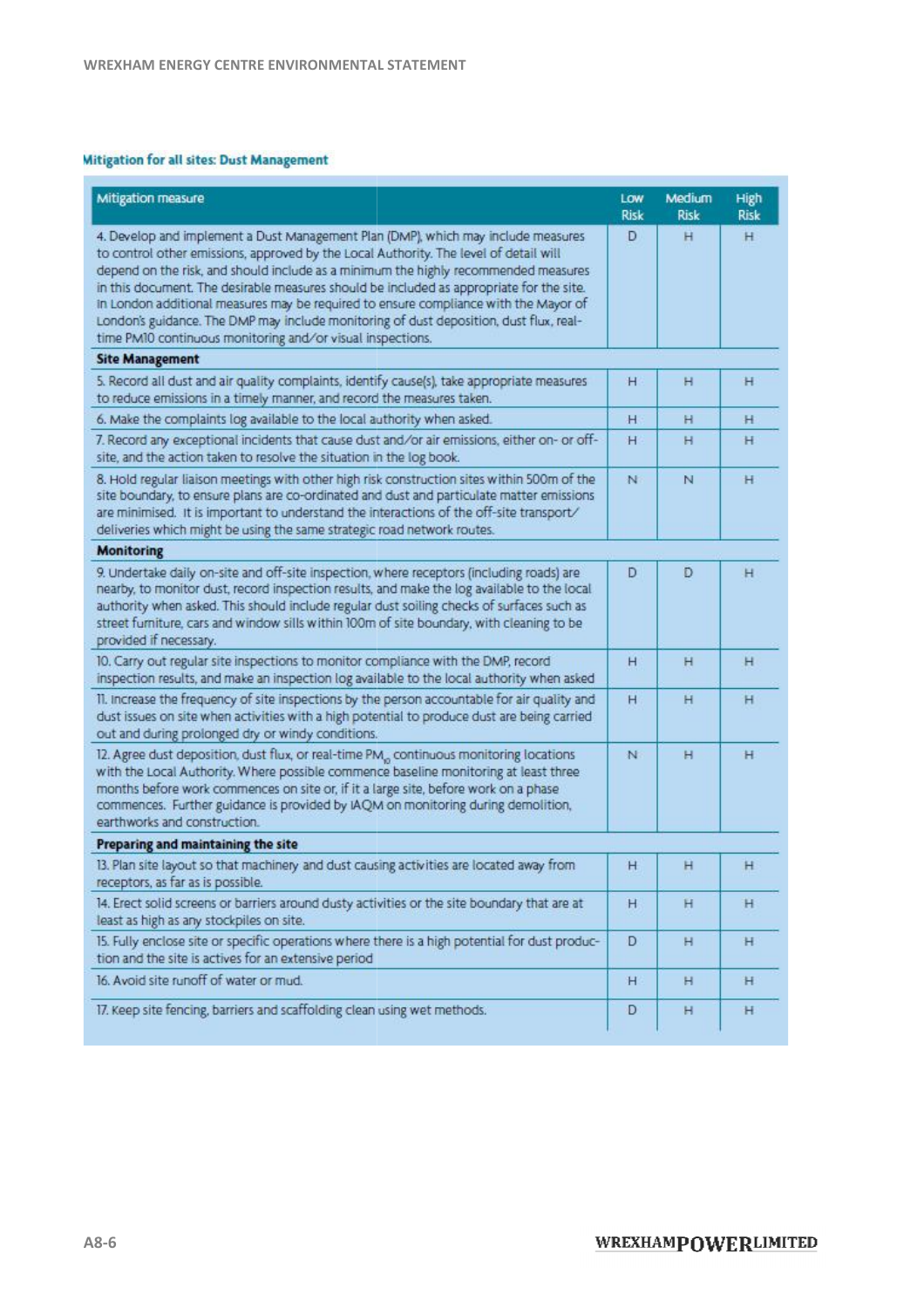### Mitigation for all sites: Dust Management

| Mitigation measure | Low Risk | Medium Risk | High Risk |
|---|---|---|---|
| 4. Develop and implement a Dust Management Plan (DMP), which may include measures to control other emissions, approved by the Local Authority. The level of detail will depend on the risk, and should include as a minimum the highly recommended measures in this document. The desirable measures should be included as appropriate for the site. In London additional measures may be required to ensure compliance with the Mayor of London's guidance. The DMP may include monitoring of dust deposition, dust flux, real-time PM10 continuous monitoring and/or visual inspections. | D | H | H |
| **Site Management** | | | |
| 5. Record all dust and air quality complaints, identify cause(s), take appropriate measures to reduce emissions in a timely manner, and record the measures taken. | H | H | H |
| 6. Make the complaints log available to the local authority when asked. | H | H | H |
| 7. Record any exceptional incidents that cause dust and/or air emissions, either on- or off-site, and the action taken to resolve the situation in the log book. | H | H | H |
| 8. Hold regular liaison meetings with other high risk construction sites within 500m of the site boundary, to ensure plans are co-ordinated and dust and particulate matter emissions are minimised. It is important to understand the interactions of the off-site transport/ deliveries which might be using the same strategic road network routes. | N | N | H |
| **Monitoring** | | | |
| 9. Undertake daily on-site and off-site inspection, where receptors (including roads) are nearby, to monitor dust, record inspection results, and make the log available to the local authority when asked. This should include regular dust soiling checks of surfaces such as street furniture, cars and window sills within 100m of site boundary, with cleaning to be provided if necessary. | D | D | H |
| 10. Carry out regular site inspections to monitor compliance with the DMP, record inspection results, and make an inspection log available to the local authority when asked | H | H | H |
| 11. Increase the frequency of site inspections by the person accountable for air quality and dust issues on site when activities with a high potential to produce dust are being carried out and during prolonged dry or windy conditions. | H | H | H |
| 12. Agree dust deposition, dust flux, or real-time $PM_{10}$ continuous monitoring locations with the Local Authority. Where possible commence baseline monitoring at least three months before work commences on site or, if it a large site, before work on a phase commences. Further guidance is provided by IAQM on monitoring during demolition, earthworks and construction. | N | H | H |
| **Preparing and maintaining the site** | | | |
| 13. Plan site layout so that machinery and dust causing activities are located away from receptors, as far as is possible. | H | H | H |
| 14. Erect solid screens or barriers around dusty activities or the site boundary that are at least as high as any stockpiles on site. | H | H | H |
| 15. Fully enclose site or specific operations where there is a high potential for dust production and the site is actives for an extensive period | D | H | H |
| 16. Avoid site runoff of water or mud. | H | H | H |
| 17. Keep site fencing, barriers and scaffolding clean using wet methods. | D | H | H |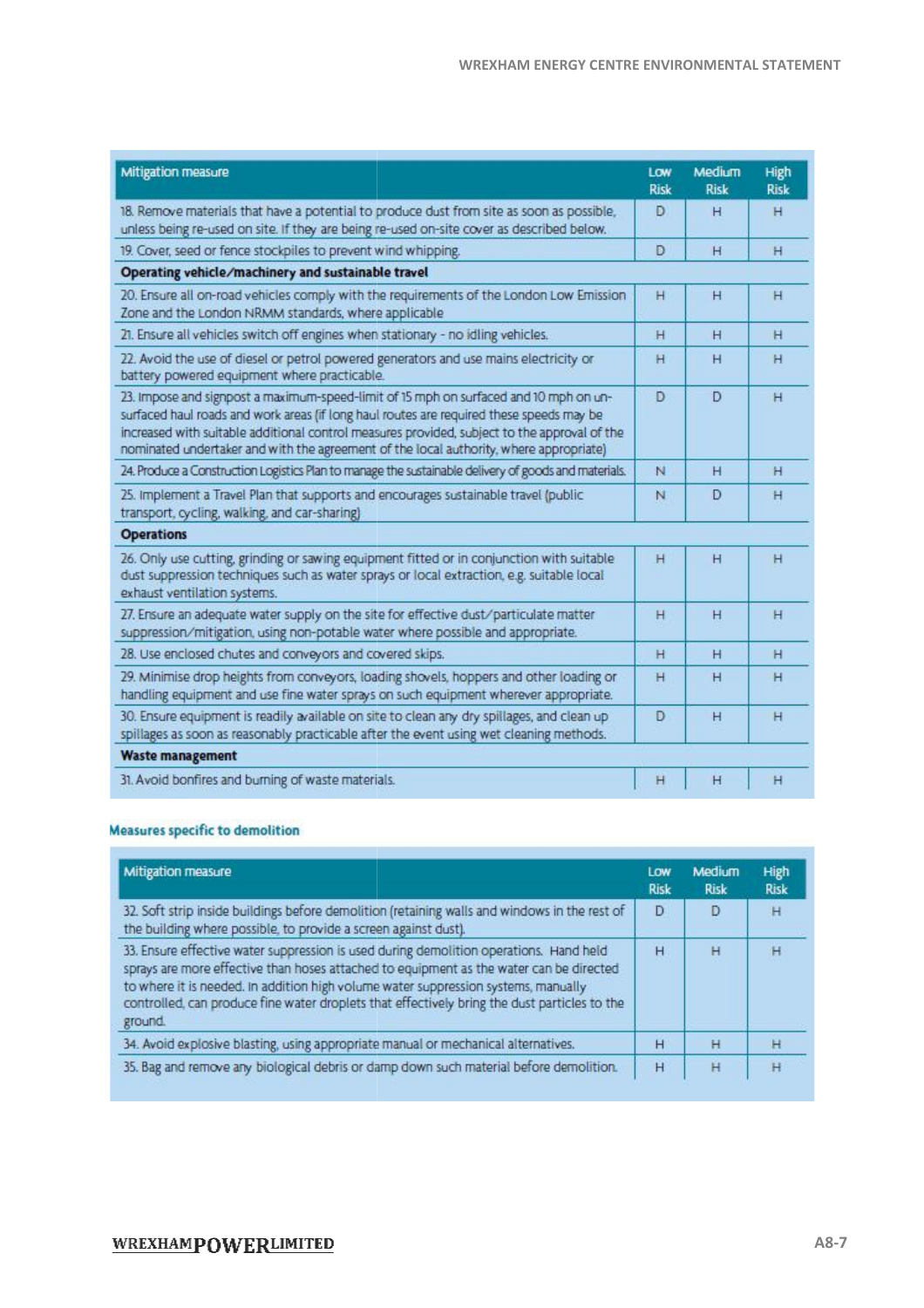| Mitigation measure | Low Risk | Medium Risk | High Risk |
|---|---|---|---|
| 18. Remove materials that have a potential to produce dust from site as soon as possible, unless being re-used on site. If they are being re-used on-site cover as described below. | D | H | H |
| 19. Cover, seed or fence stockpiles to prevent wind whipping. | D | H | H |
| **Operating vehicle/machinery and sustainable travel** | | | |
| 20. Ensure all on-road vehicles comply with the requirements of the London Low Emission Zone and the London NRMM standards, where applicable | H | H | H |
| 21. Ensure all vehicles switch off engines when stationary - no idling vehicles. | H | H | H |
| 22. Avoid the use of diesel or petrol powered generators and use mains electricity or battery powered equipment where practicable. | H | H | H |
| 23. Impose and signpost a maximum-speed-limit of 15 mph on surfaced and 10 mph on un-surfaced haul roads and work areas (if long haul routes are required these speeds may be increased with suitable additional control measures provided, subject to the approval of the nominated undertaker and with the agreement of the local authority, where appropriate) | D | D | H |
| 24. Produce a Construction Logistics Plan to manage the sustainable delivery of goods and materials. | N | H | H |
| 25. Implement a Travel Plan that supports and encourages sustainable travel (public transport, cycling, walking, and car-sharing) | N | D | H |
| **Operations** | | | |
| 26. Only use cutting, grinding or sawing equipment fitted or in conjunction with suitable dust suppression techniques such as water sprays or local extraction, e.g. suitable local exhaust ventilation systems. | H | H | H |
| 27. Ensure an adequate water supply on the site for effective dust/particulate matter suppression/mitigation, using non-potable water where possible and appropriate. | H | H | H |
| 28. Use enclosed chutes and conveyors and covered skips. | H | H | H |
| 29. Minimise drop heights from conveyors, loading shovels, hoppers and other loading or handling equipment and use fine water sprays on such equipment wherever appropriate. | H | H | H |
| 30. Ensure equipment is readily available on site to clean any dry spillages, and clean up spillages as soon as reasonably practicable after the event using wet cleaning methods. | D | H | H |
| **Waste management** | | | |
| 31. Avoid bonfires and burning of waste materials. | H | H | H |

### Measures specific to demolition

| Mitigation measure | Low Risk | Medium Risk | High Risk |
|---|---|---|---|
| 32. Soft strip inside buildings before demolition (retaining walls and windows in the rest of the building where possible, to provide a screen against dust). | D | D | H |
| 33. Ensure effective water suppression is used during demolition operations. Hand held sprays are more effective than hoses attached to equipment as the water can be directed to where it is needed. In addition high volume water suppression systems, manually controlled, can produce fine water droplets that effectively bring the dust particles to the ground. | H | H | H |
| 34. Avoid explosive blasting, using appropriate manual or mechanical alternatives. | H | H | H |
| 35. Bag and remove any biological debris or damp down such material before demolition. | H | H | H |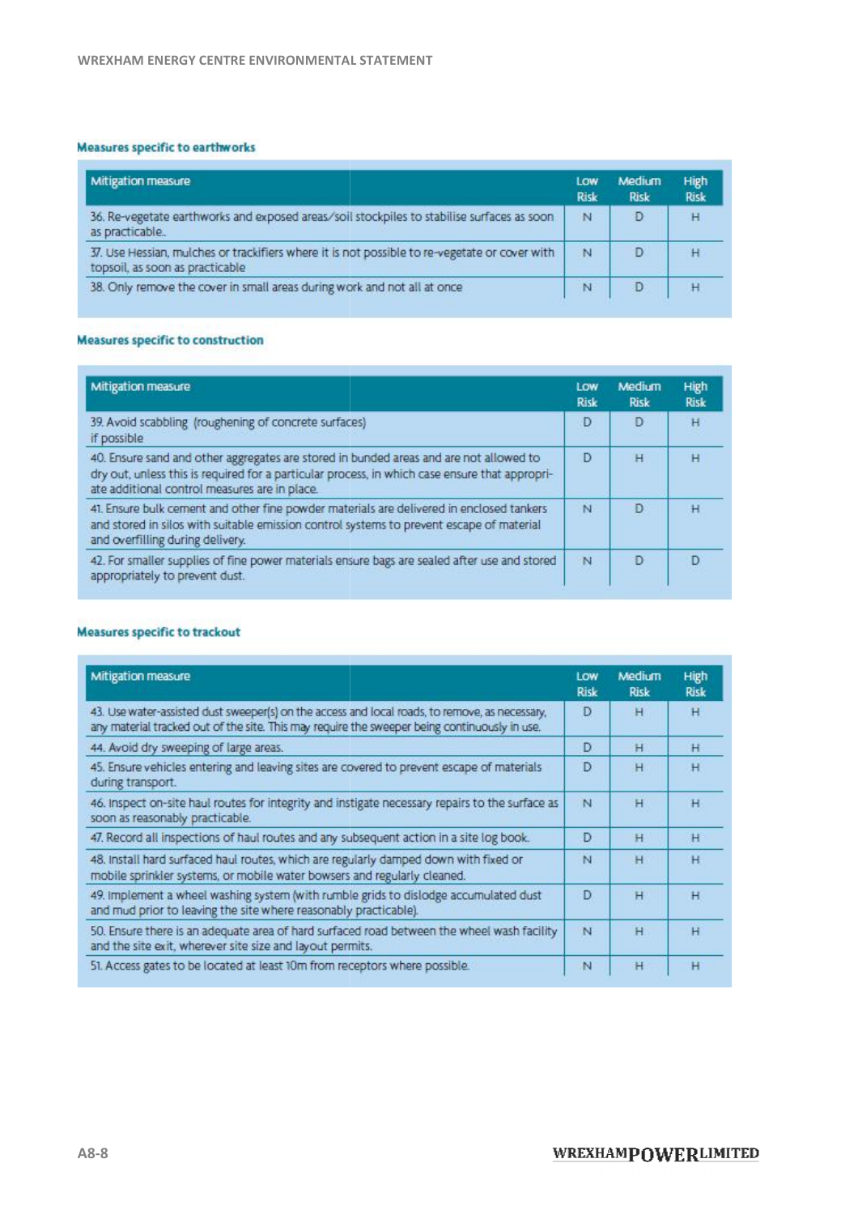### Measures specific to earthworks

| Mitigation measure | Low Risk | Medium Risk | High Risk |
|---|---|---|---|
| 36. Re-vegetate earthworks and exposed areas/soil stockpiles to stabilise surfaces as soon as practicable.. | N | D | H |
| 37. Use Hessian, mulches or trackifiers where it is not possible to re-vegetate or cover with topsoil, as soon as practicable | N | D | H |
| 38. Only remove the cover in small areas during work and not all at once | N | D | H |

### Measures specific to construction

| Mitigation measure | Low Risk | Medium Risk | High Risk |
|---|---|---|---|
| 39. Avoid scabbling (roughening of concrete surfaces) if possible | D | D | H |
| 40. Ensure sand and other aggregates are stored in bunded areas and are not allowed to dry out, unless this is required for a particular process, in which case ensure that appropriate additional control measures are in place. | D | H | H |
| 41. Ensure bulk cement and other fine powder materials are delivered in enclosed tankers and stored in silos with suitable emission control systems to prevent escape of material and overfilling during delivery. | N | D | H |
| 42. For smaller supplies of fine power materials ensure bags are sealed after use and stored appropriately to prevent dust. | N | D | D |

### Measures specific to trackout

| Mitigation measure | Low Risk | Medium Risk | High Risk |
|---|---|---|---|
| 43. Use water-assisted dust sweeper(s) on the access and local roads, to remove, as necessary, any material tracked out of the site. This may require the sweeper being continuously in use. | D | H | H |
| 44. Avoid dry sweeping of large areas. | D | H | H |
| 45. Ensure vehicles entering and leaving sites are covered to prevent escape of materials during transport. | D | H | H |
| 46. Inspect on-site haul routes for integrity and instigate necessary repairs to the surface as soon as reasonably practicable. | N | H | H |
| 47. Record all inspections of haul routes and any subsequent action in a site log book. | D | H | H |
| 48. Install hard surfaced haul routes, which are regularly damped down with fixed or mobile sprinkler systems, or mobile water bowsers and regularly cleaned. | N | H | H |
| 49. Implement a wheel washing system (with rumble grids to dislodge accumulated dust and mud prior to leaving the site where reasonably practicable). | D | H | H |
| 50. Ensure there is an adequate area of hard surfaced road between the wheel wash facility and the site exit, wherever site size and layout permits. | N | H | H |
| 51. Access gates to be located at least 10m from receptors where possible. | N | H | H |